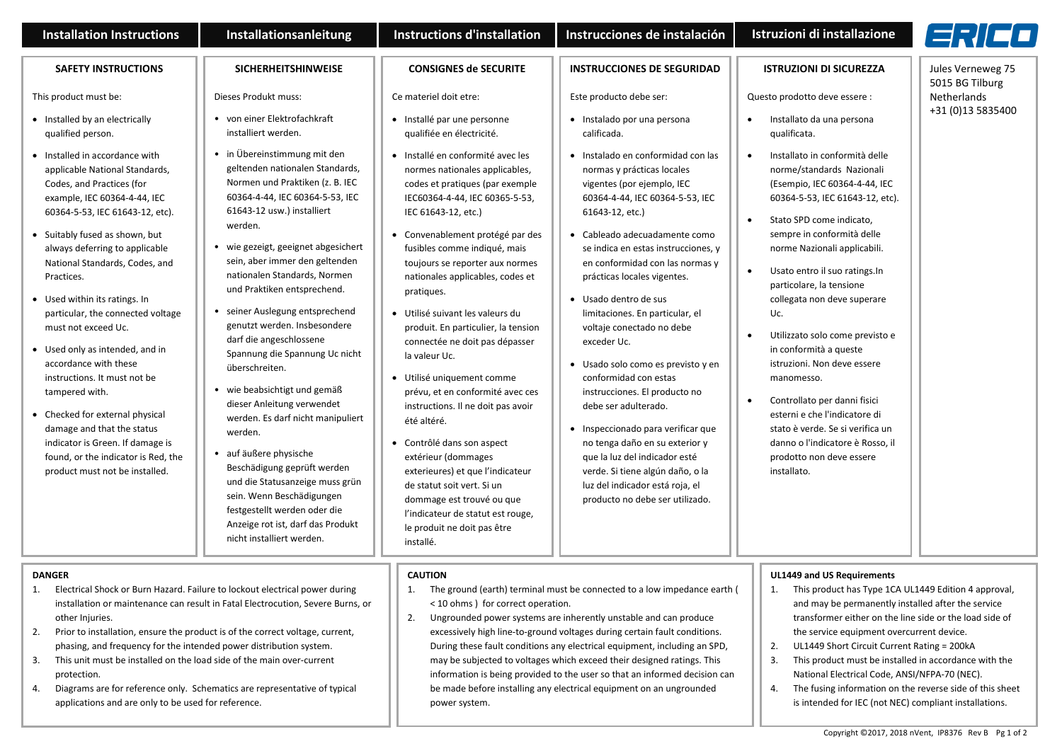# Installation Instructions

## SAFETY INSTRUCTIONS

This product must be:

- Installed by an electrically qualified person.
- Installed in accordance with applicable National Standards, Codes, and Practices (for example, IEC 60364-4-44, IEC 60364-5-53, IEC 61643-12, etc).
- Suitably fused as shown, but always deferring to applicable National Standards, Codes, and Practices.
- Used within its ratings. In particular, the connected voltage must not exceed Uc.
- Used only as intended, and in accordance with these instructions. It must not be tampered with.
- Checked for external physical damage and that the status indicator is Green. If damage is found, or the indicator is Red, the product must not be installed.

# Installationsanleitung

## SICHERHEITSHINWEISE

Dieses Produkt muss:

- von einer Elektrofachkraft installiert werden.
- in Übereinstimmung mit den geltenden nationalen Standards, Normen und Praktiken (z. B. IEC 60364-4-44, IEC 60364-5-53, IEC 61643-12 usw.) installiert werden.
- wie gezeigt, geeignet abgesichert sein, aber immer den geltenden nationalen Standards, Normen und Praktiken entsprechend.
- seiner Auslegung entsprechend genutzt werden. Insbesondere darf die angeschlossene Spannung die Spannung Uc nicht überschreiten.
- wie beabsichtigt und gemäß dieser Anleitung verwendet werden. Es darf nicht manipuliert werden.
- auf äußere physische Beschädigung geprüft werden und die Statusanzeige muss grün sein. Wenn Beschädigungen festgestellt werden oder die Anzeige rot ist, darf das Produkt nicht installiert werden.

# Instructions d'installation

## CONSIGNES de SECURITE

Ce materiel doit etre:

- Installé par une personne qualifiée en électricité.
- Installé en conformité avec les normes nationales applicables, codes et pratiques (par exemple IEC60364-4-44, IEC 60365-5-53, IEC 61643-12, etc.)
- Convenablement protégé par des fusibles comme indiqué, mais toujours se reporter aux normes nationales applicables, codes et pratiques.
- Utilisé suivant les valeurs du produit. En particulier, la tension connectée ne doit pas dépasser la valeur Uc.
- Utilisé uniquement comme prévu, et en conformité avec ces instructions. Il ne doit pas avoir été altéré.
- Contrôlé dans son aspect extérieur (dommages exterieures) et que l'indicateur de statut soit vert. Si un dommage est trouvé ou que l'indicateur de statut est rouge, le produit ne doit pas être installé.

# Instrucciones de instalación

## INSTRUCCIONES DE SEGURIDAD

Este producto debe ser:

- Instalado por una persona calificada.
- Instalado en conformidad con las normas y prácticas locales vigentes (por ejemplo, IEC 60364-4-44, IEC 60364-5-53, IEC 61643-12, etc.)
- Cableado adecuadamente como se indica en estas instrucciones, y en conformidad con las normas y prácticas locales vigentes.
- Usado dentro de sus limitaciones. En particular, el voltaje conectado no debe exceder Uc.
- Usado solo como es previsto y en conformidad con estas instrucciones. El producto no debe ser adulterado.
- Inspeccionado para verificar que no tenga daño en su exterior y que la luz del indicador esté verde. Si tiene algún daño, o la luz del indicador está roja, el producto no debe ser utilizado.

# Istruzioni di installazione

## ISTRUZIONI DI SICUREZZA

Questo prodotto deve essere :

- Installato da una persona qualificata.
- Installato in conformità delle norme/standards Nazionali (Esempio, IEC 60364-4-44, IEC 60364-5-53, IEC 61643-12, etc).
- Stato SPD come indicato, sempre in conformità delle norme Nazionali applicabili.
- Usato entro il suo ratings.In particolare, la tensione collegata non deve superare Uc.
- Utilizzato solo come previsto e in conformità a queste istruzioni. Non deve essere manomesso.
- Controllato per danni fisici esterni e che l'indicatore di stato è verde. Se si verifica un danno o l'indicatore è Rosso, il prodotto non deve essere installato.

ERICO

Jules Verneweg 75
5015 BG Tilburg
Netherlands
+31 (0)13 5835400

## DANGER

1. Electrical Shock or Burn Hazard. Failure to lockout electrical power during installation or maintenance can result in Fatal Electrocution, Severe Burns, or other Injuries.
2. Prior to installation, ensure the product is of the correct voltage, current, phasing, and frequency for the intended power distribution system.
3. This unit must be installed on the load side of the main over-current protection.
4. Diagrams are for reference only. Schematics are representative of typical applications and are only to be used for reference.

## CAUTION

1. The ground (earth) terminal must be connected to a low impedance earth ( < 10 ohms ) for correct operation.
2. Ungrounded power systems are inherently unstable and can produce excessively high line-to-ground voltages during certain fault conditions. During these fault conditions any electrical equipment, including an SPD, may be subjected to voltages which exceed their designed ratings. This information is being provided to the user so that an informed decision can be made before installing any electrical equipment on an ungrounded power system.

## UL1449 and US Requirements

1. This product has Type 1CA UL1449 Edition 4 approval, and may be permanently installed after the service transformer either on the line side or the load side of the service equipment overcurrent device.
2. UL1449 Short Circuit Current Rating = 200kA
3. This product must be installed in accordance with the National Electrical Code, ANSI/NFPA-70 (NEC).
4. The fusing information on the reverse side of this sheet is intended for IEC (not NEC) compliant installations.

Copyright ©2017, 2018 nVent, IP8376 Rev B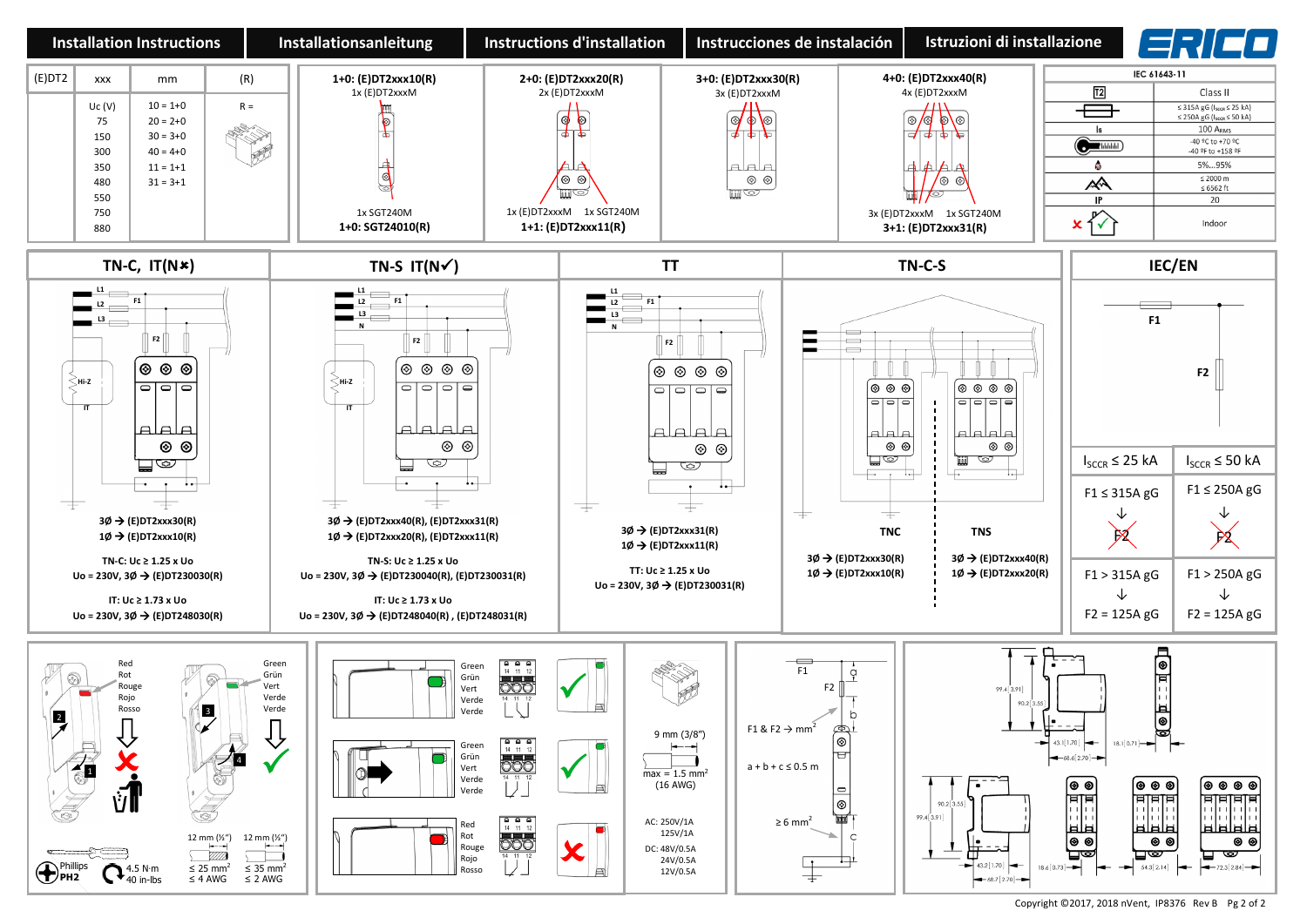# Installation Instructions | Installationsanleitung | Instructions d'installation | Instrucciones de instalación | Istruzioni di installazione

ERICO

| (E)DT2 | xxx | mm | (R) |
|---|---|---|---|
| | Uc (V) | 10 = 1+0 | R = |
| | 75 | 20 = 2+0 | |
| | 150 | 30 = 3+0 | |
| | 300 | 40 = 4+0 | |
| | 350 | 11 = 1+1 | |
| | 480 | 31 = 3+1 | |
| | 550 | | |
| | 750 | | |
| | 880 | | |

**1+0: (E)DT2xxx10(R)**
1x (E)DT2xxxM
1x SGT240M
**1+0: SGT24010(R)**

**2+0: (E)DT2xxx20(R)**
2x (E)DT2xxxM
1x (E)DT2xxxM 1x SGT240M
**1+1: (E)DT2xxx11(R)**

**3+0: (E)DT2xxx30(R)**
3x (E)DT2xxxM

**4+0: (E)DT2xxx40(R)**
4x (E)DT2xxxM
3x (E)DT2xxxM 1x SGT240M
**3+1: (E)DT2xxx31(R)**

| IEC 61643-11 | |
|---|---|
| T2 | Class II |
| Fuse | ≤ 315A gG ($I_{SCCR}$ ≤ 25 kA)<br>≤ 250A gG ($I_{SCCR}$ ≤ 50 kA) |
| $I_B$ | 100 $A_{RMS}$ |
| Temperature | -40 ºC to +70 ºC<br>-40 ºF to +158 ºF |
| Humidity | 5%...95% |
| Altitude | ≤ 2000 m<br>≤ 6562 ft |
| IP | 20 |
| | Indoor |

## TN-C, IT(N✗)

L1, L2, L3, F1, F2, Hi-Z, IT

**3Ø → (E)DT2xxx30(R)**
**1Ø → (E)DT2xxx10(R)**

**TN-C: Uc ≥ 1.25 x Uo**
**Uo = 230V, 3Ø → (E)DT230030(R)**

**IT: Uc ≥ 1.73 x Uo**
**Uo = 230V, 3Ø → (E)DT248030(R)**

## TN-S IT(N✓)

L1, L2, L3, N, F1, F2, Hi-Z, IT

**3Ø → (E)DT2xxx40(R), (E)DT2xxx31(R)**
**1Ø → (E)DT2xxx20(R), (E)DT2xxx11(R)**

**TN-S: Uc ≥ 1.25 x Uo**
**Uo = 230V, 3Ø → (E)DT230040(R), (E)DT230031(R)**

**IT: Uc ≥ 1.73 x Uo**
**Uo = 230V, 3Ø → (E)DT248040(R) , (E)DT248031(R)**

## TT

L1, L2, L3, N, F1, F2

**3Ø → (E)DT2xxx31(R)**
**1Ø → (E)DT2xxx11(R)**

**TT: Uc ≥ 1.25 x Uo**
**Uo = 230V, 3Ø → (E)DT230031(R)**

## TN-C-S

**TNC**
**3Ø → (E)DT2xxx30(R)**
**1Ø → (E)DT2xxx10(R)**

**TNS**
**3Ø → (E)DT2xxx40(R)**
**1Ø → (E)DT2xxx20(R)**

## IEC/EN

F1, F2

| $I_{SCCR}$ ≤ 25 kA | $I_{SCCR}$ ≤ 50 kA |
|---|---|
| F1 ≤ 315A gG → ~~F2~~ | F1 ≤ 250A gG → ~~F2~~ |
| F1 > 315A gG → F2 = 125A gG | F1 > 250A gG → F2 = 125A gG |

Red / Rot / Rouge / Rojo / Rosso

Green / Grün / Vert / Verde / Verde

1, 2, 3, 4

Phillips PH2

4.5 N·m
40 in-lbs

12 mm (½") ≤ 25 mm² ≤ 4 AWG

12 mm (½") ≤ 35 mm² ≤ 2 AWG

Green / Grün / Vert / Verde / Verde — 14 11 12 ✓

Green / Grün / Vert / Verde / Verde — 14 11 12 ✓

Red / Rot / Rouge / Rojo / Rosso — 14 11 12 ✗

9 mm (3/8")
max = 1.5 mm² (16 AWG)

AC: 250V/1A
125V/1A

DC: 48V/0.5A
24V/0.5A
12V/0.5A

F1, F2, a, b, c

F1 & F2 → mm²

a + b + c ≤ 0.5 m

≥ 6 mm²

99.4 [3.91], 90.2 [3.55], 43.1 [1.70], 68.6 [2.70], 18.1 [0.71]

99.4 [3.91], 90.2 [3.55], 43.2 [1.70], 68.7 [2.70], 18.6 [0.73], 54.3 [2.14], 72.3 [2.84]

Copyright ©2017, 2018 nVent, IP8376 Rev B